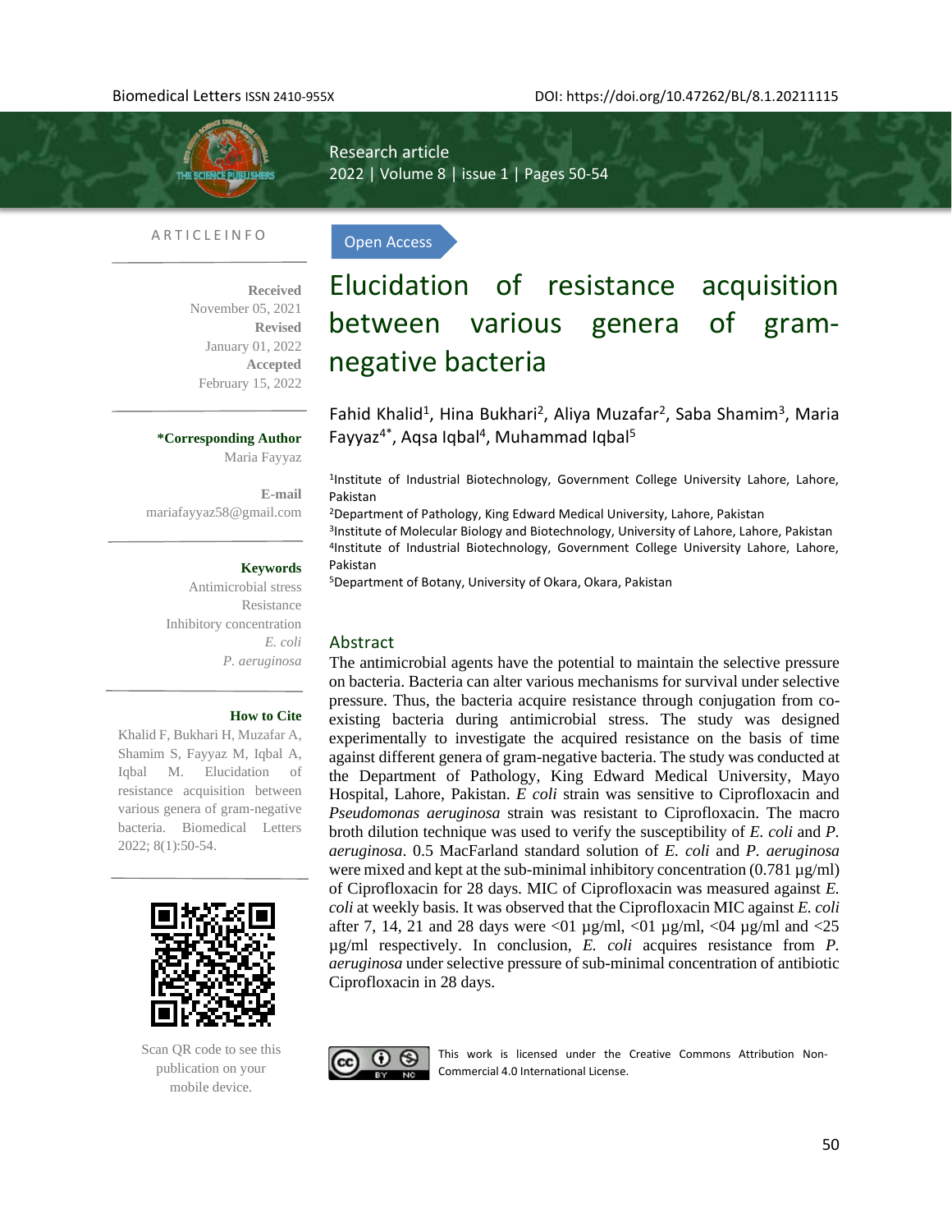Biomedical Letters ISSN 2410-955X

DOI: https://doi.org/10.47262/BL/8.1.20211115

Research article

Open Access

# Elucidation of resistance acquisition between various genera of gram-negative bacteria

Fahid Khalid[1], Hina Bukhari[2], Aliya Muzafar[2], Saba Shamim[3], Maria Fayyaz[4*], Aqsa Iqbal[4], Muhammad Iqbal[5]

[1]Institute of Industrial Biotechnology, Government College University Lahore, Lahore, Pakistan
[2]Department of Pathology, King Edward Medical University, Lahore, Pakistan
[3]Institute of Molecular Biology and Biotechnology, University of Lahore, Lahore, Pakistan
[4]Institute of Industrial Biotechnology, Government College University Lahore, Lahore, Pakistan
[5]Department of Botany, University of Okara, Okara, Pakistan

ARTICLE INFO

**Received** November 05, 2021
**Revised** January 01, 2022
**Accepted** February 15, 2022

***Corresponding Author** Maria Fayyaz

**E-mail** mariafayyaz58@gmail.com

**Keywords**
Antimicrobial stress
Resistance
Inhibitory concentration
*E. coli*
*P. aeruginosa*

**How to Cite**
Khalid F, Bukhari H, Muzafar A, Shamim S, Fayyaz M, Iqbal A, Iqbal M. Elucidation of resistance acquisition between various genera of gram-negative bacteria. Biomedical Letters 2022; 8(1):50-54.

Scan QR code to see this publication on your mobile device.

## Abstract

The antimicrobial agents have the potential to maintain the selective pressure on bacteria. Bacteria can alter various mechanisms for survival under selective pressure. Thus, the bacteria acquire resistance through conjugation from co-existing bacteria during antimicrobial stress. The study was designed experimentally to investigate the acquired resistance on the basis of time against different genera of gram-negative bacteria. The study was conducted at the Department of Pathology, King Edward Medical University, Mayo Hospital, Lahore, Pakistan. *E coli* strain was sensitive to Ciprofloxacin and *Pseudomonas aeruginosa* strain was resistant to Ciprofloxacin. The macro broth dilution technique was used to verify the susceptibility of *E. coli* and *P. aeruginosa*. 0.5 MacFarland standard solution of *E. coli* and *P. aeruginosa* were mixed and kept at the sub-minimal inhibitory concentration (0.781 µg/ml) of Ciprofloxacin for 28 days. MIC of Ciprofloxacin was measured against *E. coli* at weekly basis. It was observed that the Ciprofloxacin MIC against *E. coli* after 7, 14, 21 and 28 days were <01 µg/ml, <01 µg/ml, <04 µg/ml and <25 µg/ml respectively. In conclusion, *E. coli* acquires resistance from *P. aeruginosa* under selective pressure of sub-minimal concentration of antibiotic Ciprofloxacin in 28 days.

This work is licensed under the Creative Commons Attribution Non-Commercial 4.0 International License.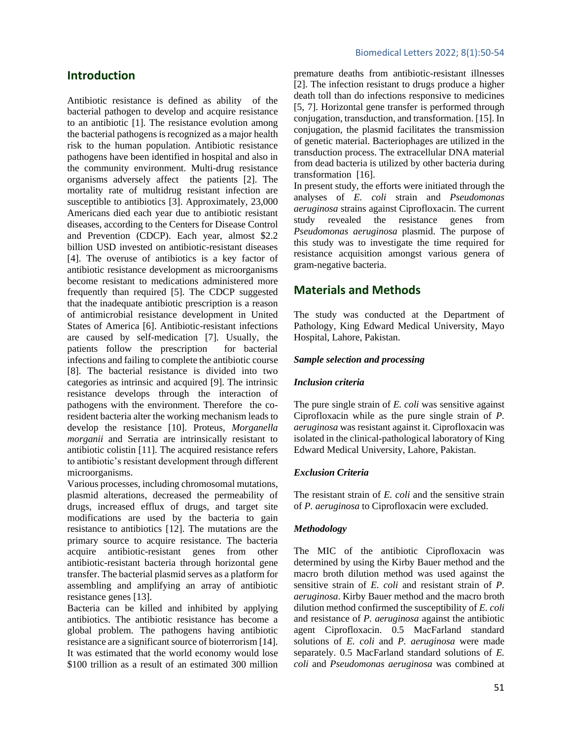## Introduction

Antibiotic resistance is defined as ability of the bacterial pathogen to develop and acquire resistance to an antibiotic [1]. The resistance evolution among the bacterial pathogens is recognized as a major health risk to the human population. Antibiotic resistance pathogens have been identified in hospital and also in the community environment. Multi-drug resistance organisms adversely affect the patients [2]. The mortality rate of multidrug resistant infection are susceptible to antibiotics [3]. Approximately, 23,000 Americans died each year due to antibiotic resistant diseases, according to the Centers for Disease Control and Prevention (CDCP). Each year, almost $2.2 billion USD invested on antibiotic-resistant diseases [4]. The overuse of antibiotics is a key factor of antibiotic resistance development as microorganisms become resistant to medications administered more frequently than required [5]. The CDCP suggested that the inadequate antibiotic prescription is a reason of antimicrobial resistance development in United States of America [6]. Antibiotic-resistant infections are caused by self-medication [7]. Usually, the patients follow the prescription for bacterial infections and failing to complete the antibiotic course [8]. The bacterial resistance is divided into two categories as intrinsic and acquired [9]. The intrinsic resistance develops through the interaction of pathogens with the environment. Therefore the co-resident bacteria alter the working mechanism leads to develop the resistance [10]. Proteus, *Morganella morganii* and Serratia are intrinsically resistant to antibiotic colistin [11]. The acquired resistance refers to antibiotic's resistant development through different microorganisms.

Various processes, including chromosomal mutations, plasmid alterations, decreased the permeability of drugs, increased efflux of drugs, and target site modifications are used by the bacteria to gain resistance to antibiotics [12]. The mutations are the primary source to acquire resistance. The bacteria acquire antibiotic-resistant genes from other antibiotic-resistant bacteria through horizontal gene transfer. The bacterial plasmid serves as a platform for assembling and amplifying an array of antibiotic resistance genes [13].

Bacteria can be killed and inhibited by applying antibiotics. The antibiotic resistance has become a global problem. The pathogens having antibiotic resistance are a significant source of bioterrorism [14]. It was estimated that the world economy would lose $100 trillion as a result of an estimated 300 million premature deaths from antibiotic-resistant illnesses [2]. The infection resistant to drugs produce a higher death toll than do infections responsive to medicines [5, 7]. Horizontal gene transfer is performed through conjugation, transduction, and transformation. [15]. In conjugation, the plasmid facilitates the transmission of genetic material. Bacteriophages are utilized in the transduction process. The extracellular DNA material from dead bacteria is utilized by other bacteria during transformation [16].

In present study, the efforts were initiated through the analyses of *E. coli* strain and *Pseudomonas aeruginosa* strains against Ciprofloxacin. The current study revealed the resistance genes from *Pseudomonas aeruginosa* plasmid. The purpose of this study was to investigate the time required for resistance acquisition amongst various genera of gram-negative bacteria.

## Materials and Methods

The study was conducted at the Department of Pathology, King Edward Medical University, Mayo Hospital, Lahore, Pakistan.

#### *Sample selection and processing*

#### *Inclusion criteria*

The pure single strain of *E. coli* was sensitive against Ciprofloxacin while as the pure single strain of *P. aeruginosa* was resistant against it. Ciprofloxacin was isolated in the clinical-pathological laboratory of King Edward Medical University, Lahore, Pakistan.

#### *Exclusion Criteria*

The resistant strain of *E. coli* and the sensitive strain of *P. aeruginosa* to Ciprofloxacin were excluded.

#### *Methodology*

The MIC of the antibiotic Ciprofloxacin was determined by using the Kirby Bauer method and the macro broth dilution method was used against the sensitive strain of *E. coli* and resistant strain of *P. aeruginosa*. Kirby Bauer method and the macro broth dilution method confirmed the susceptibility of *E. coli* and resistance of *P. aeruginosa* against the antibiotic agent Ciprofloxacin. 0.5 MacFarland standard solutions of *E. coli* and *P. aeruginosa* were made separately. 0.5 MacFarland standard solutions of *E. coli* and *Pseudomonas aeruginosa* was combined at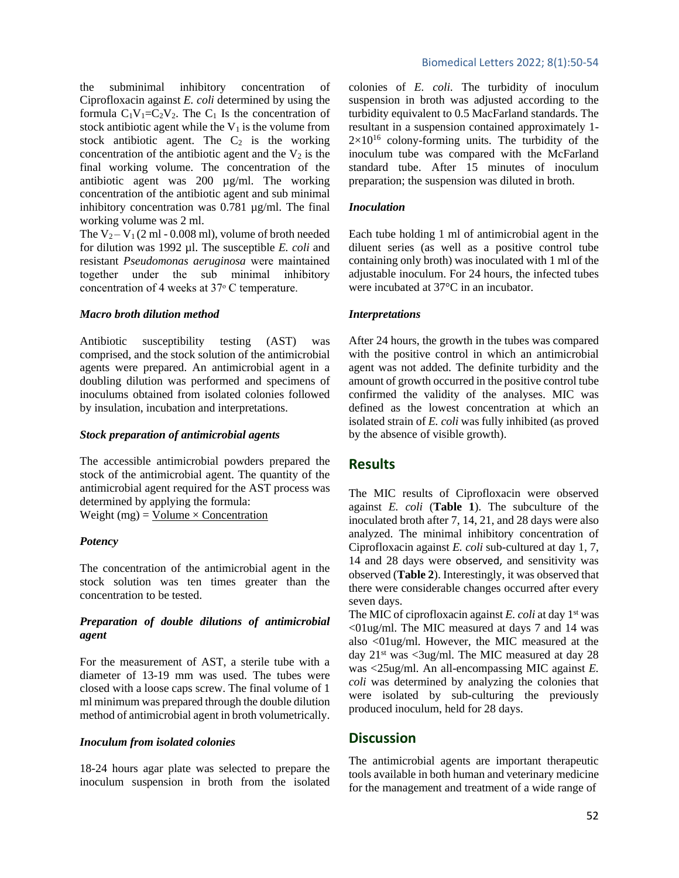the subminimal inhibitory concentration of Ciprofloxacin against *E. coli* determined by using the formula $C_1V_1=C_2V_2$. The $C_1$ Is the concentration of stock antibiotic agent while the $V_1$ is the volume from stock antibiotic agent. The $C_2$ is the working concentration of the antibiotic agent and the $V_2$ is the final working volume. The concentration of the antibiotic agent was 200 µg/ml. The working concentration of the antibiotic agent and sub minimal inhibitory concentration was 0.781 µg/ml. The final working volume was 2 ml.

The $V_2 - V_1$ (2 ml - 0.008 ml), volume of broth needed for dilution was 1992 µl. The susceptible *E. coli* and resistant *Pseudomonas aeruginosa* were maintained together under the sub minimal inhibitory concentration of 4 weeks at 37° C temperature.

### *Macro broth dilution method*

Antibiotic susceptibility testing (AST) was comprised, and the stock solution of the antimicrobial agents were prepared. An antimicrobial agent in a doubling dilution was performed and specimens of inoculums obtained from isolated colonies followed by insulation, incubation and interpretations.

### *Stock preparation of antimicrobial agents*

The accessible antimicrobial powders prepared the stock of the antimicrobial agent. The quantity of the antimicrobial agent required for the AST process was determined by applying the formula:

Weight (mg) = Volume × Concentration

### *Potency*

The concentration of the antimicrobial agent in the stock solution was ten times greater than the concentration to be tested.

### *Preparation of double dilutions of antimicrobial agent*

For the measurement of AST, a sterile tube with a diameter of 13-19 mm was used. The tubes were closed with a loose caps screw. The final volume of 1 ml minimum was prepared through the double dilution method of antimicrobial agent in broth volumetrically.

### *Inoculum from isolated colonies*

18-24 hours agar plate was selected to prepare the inoculum suspension in broth from the isolated colonies of *E. coli*. The turbidity of inoculum suspension in broth was adjusted according to the turbidity equivalent to 0.5 MacFarland standards. The resultant in a suspension contained approximately 1-$2\times10^{16}$ colony-forming units. The turbidity of the inoculum tube was compared with the McFarland standard tube. After 15 minutes of inoculum preparation; the suspension was diluted in broth.

### *Inoculation*

Each tube holding 1 ml of antimicrobial agent in the diluent series (as well as a positive control tube containing only broth) was inoculated with 1 ml of the adjustable inoculum. For 24 hours, the infected tubes were incubated at 37°C in an incubator.

### *Interpretations*

After 24 hours, the growth in the tubes was compared with the positive control in which an antimicrobial agent was not added. The definite turbidity and the amount of growth occurred in the positive control tube confirmed the validity of the analyses. MIC was defined as the lowest concentration at which an isolated strain of *E. coli* was fully inhibited (as proved by the absence of visible growth).

## Results

The MIC results of Ciprofloxacin were observed against *E. coli* (**Table 1**). The subculture of the inoculated broth after 7, 14, 21, and 28 days were also analyzed. The minimal inhibitory concentration of Ciprofloxacin against *E. coli* sub-cultured at day 1, 7, 14 and 28 days were observed, and sensitivity was observed (**Table 2**). Interestingly, it was observed that there were considerable changes occurred after every seven days.

The MIC of ciprofloxacin against *E. coli* at day 1st was <01ug/ml. The MIC measured at days 7 and 14 was also <01ug/ml. However, the MIC measured at the day 21st was <3ug/ml. The MIC measured at day 28 was <25ug/ml. An all-encompassing MIC against *E. coli* was determined by analyzing the colonies that were isolated by sub-culturing the previously produced inoculum, held for 28 days.

## Discussion

The antimicrobial agents are important therapeutic tools available in both human and veterinary medicine for the management and treatment of a wide range of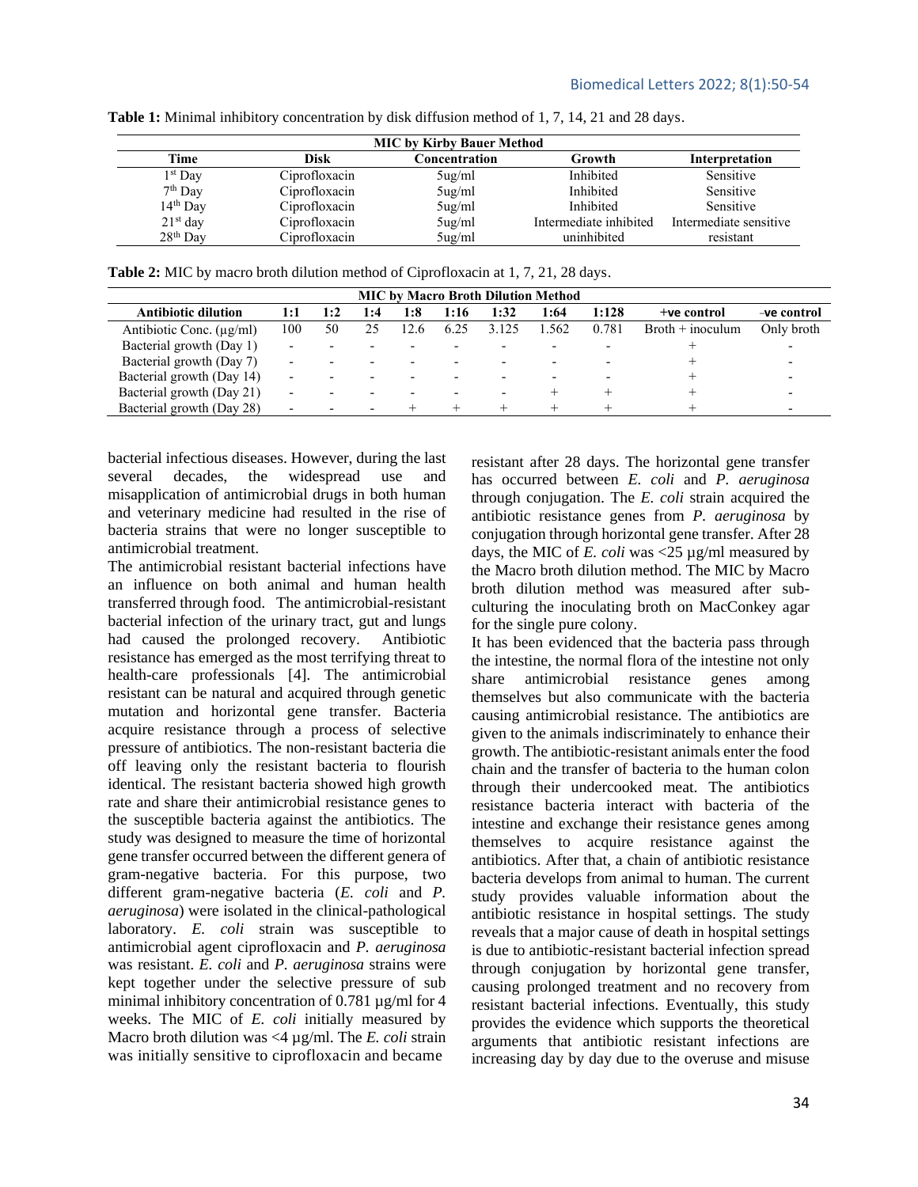**Table 1:** Minimal inhibitory concentration by disk diffusion method of 1, 7, 14, 21 and 28 days.

| MIC by Kirby Bauer Method | | | | |
|---|---|---|---|---|
| **Time** | **Disk** | **Concentration** | **Growth** | **Interpretation** |
| 1st Day | Ciprofloxacin | 5ug/ml | Inhibited | Sensitive |
| 7th Day | Ciprofloxacin | 5ug/ml | Inhibited | Sensitive |
| 14th Day | Ciprofloxacin | 5ug/ml | Inhibited | Sensitive |
| 21st day | Ciprofloxacin | 5ug/ml | Intermediate inhibited | Intermediate sensitive |
| 28th Day | Ciprofloxacin | 5ug/ml | uninhibited | resistant |

**Table 2:** MIC by macro broth dilution method of Ciprofloxacin at 1, 7, 21, 28 days.

| MIC by Macro Broth Dilution Method | | | | | | | | | | |
|---|---|---|---|---|---|---|---|---|---|---|
| **Antibiotic dilution** | **1:1** | **1:2** | **1:4** | **1:8** | **1:16** | **1:32** | **1:64** | **1:128** | **+ve control** | **-ve control** |
| Antibiotic Conc. (µg/ml) | 100 | 50 | 25 | 12.6 | 6.25 | 3.125 | 1.562 | 0.781 | Broth + inoculum | Only broth |
| Bacterial growth (Day 1) | - | - | - | - | - | - | - | - | + | - |
| Bacterial growth (Day 7) | - | - | - | - | - | - | - | - | + | - |
| Bacterial growth (Day 14) | - | - | - | - | - | - | - | - | + | - |
| Bacterial growth (Day 21) | - | - | - | - | - | - | + | + | + | - |
| Bacterial growth (Day 28) | - | - | - | + | + | + | + | + | + | - |

bacterial infectious diseases. However, during the last several decades, the widespread use and misapplication of antimicrobial drugs in both human and veterinary medicine had resulted in the rise of bacteria strains that were no longer susceptible to antimicrobial treatment.

The antimicrobial resistant bacterial infections have an influence on both animal and human health transferred through food. The antimicrobial-resistant bacterial infection of the urinary tract, gut and lungs had caused the prolonged recovery. Antibiotic resistance has emerged as the most terrifying threat to health-care professionals [4]. The antimicrobial resistant can be natural and acquired through genetic mutation and horizontal gene transfer. Bacteria acquire resistance through a process of selective pressure of antibiotics. The non-resistant bacteria die off leaving only the resistant bacteria to flourish identical. The resistant bacteria showed high growth rate and share their antimicrobial resistance genes to the susceptible bacteria against the antibiotics. The study was designed to measure the time of horizontal gene transfer occurred between the different genera of gram-negative bacteria. For this purpose, two different gram-negative bacteria (*E. coli* and *P. aeruginosa*) were isolated in the clinical-pathological laboratory. *E. coli* strain was susceptible to antimicrobial agent ciprofloxacin and *P. aeruginosa* was resistant. *E. coli* and *P. aeruginosa* strains were kept together under the selective pressure of sub minimal inhibitory concentration of 0.781 µg/ml for 4 weeks. The MIC of *E. coli* initially measured by Macro broth dilution was <4 µg/ml. The *E. coli* strain was initially sensitive to ciprofloxacin and became resistant after 28 days. The horizontal gene transfer has occurred between *E. coli* and *P. aeruginosa* through conjugation. The *E. coli* strain acquired the antibiotic resistance genes from *P. aeruginosa* by conjugation through horizontal gene transfer. After 28 days, the MIC of *E. coli* was <25 µg/ml measured by the Macro broth dilution method. The MIC by Macro broth dilution method was measured after sub-culturing the inoculating broth on MacConkey agar for the single pure colony.

It has been evidenced that the bacteria pass through the intestine, the normal flora of the intestine not only share antimicrobial resistance genes among themselves but also communicate with the bacteria causing antimicrobial resistance. The antibiotics are given to the animals indiscriminately to enhance their growth. The antibiotic-resistant animals enter the food chain and the transfer of bacteria to the human colon through their undercooked meat. The antibiotics resistance bacteria interact with bacteria of the intestine and exchange their resistance genes among themselves to acquire resistance against the antibiotics. After that, a chain of antibiotic resistance bacteria develops from animal to human. The current study provides valuable information about the antibiotic resistance in hospital settings. The study reveals that a major cause of death in hospital settings is due to antibiotic-resistant bacterial infection spread through conjugation by horizontal gene transfer, causing prolonged treatment and no recovery from resistant bacterial infections. Eventually, this study provides the evidence which supports the theoretical arguments that antibiotic resistant infections are increasing day by day due to the overuse and misuse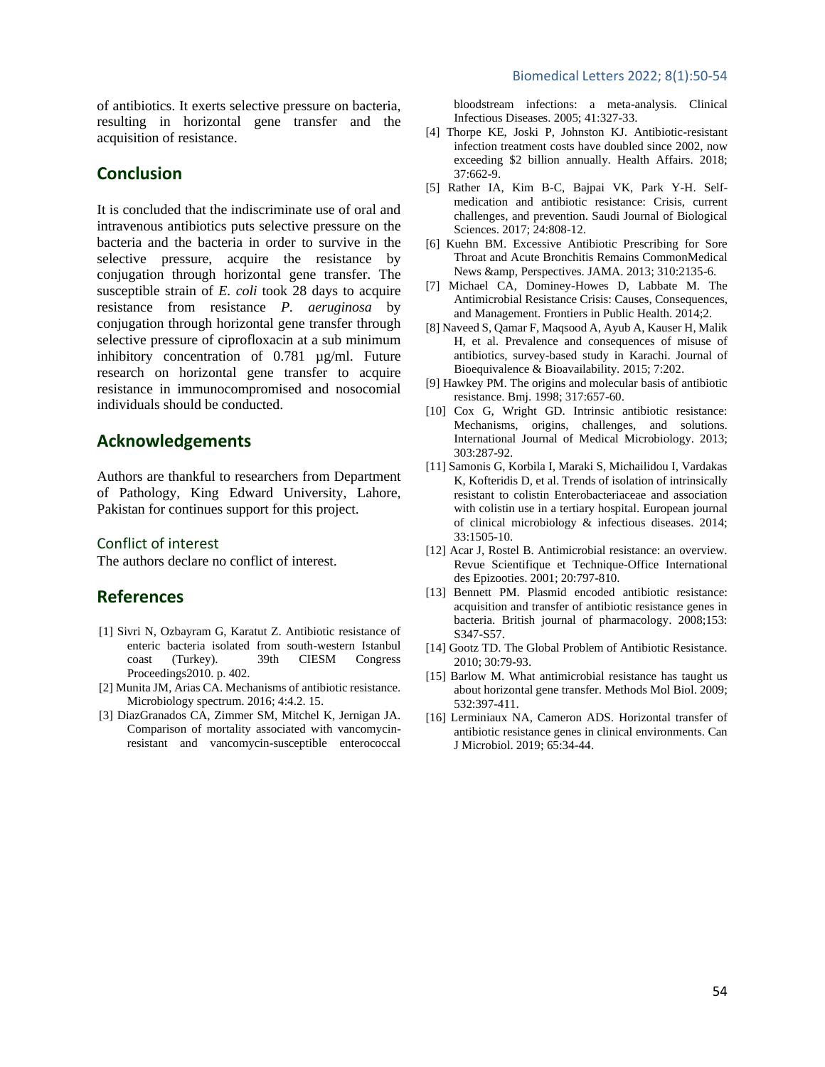of antibiotics. It exerts selective pressure on bacteria, resulting in horizontal gene transfer and the acquisition of resistance.

## Conclusion

It is concluded that the indiscriminate use of oral and intravenous antibiotics puts selective pressure on the bacteria and the bacteria in order to survive in the selective pressure, acquire the resistance by conjugation through horizontal gene transfer. The susceptible strain of *E. coli* took 28 days to acquire resistance from resistance *P. aeruginosa* by conjugation through horizontal gene transfer through selective pressure of ciprofloxacin at a sub minimum inhibitory concentration of 0.781 µg/ml. Future research on horizontal gene transfer to acquire resistance in immunocompromised and nosocomial individuals should be conducted.

## Acknowledgements

Authors are thankful to researchers from Department of Pathology, King Edward University, Lahore, Pakistan for continues support for this project.

### Conflict of interest

The authors declare no conflict of interest.

## References

[1] Sivri N, Ozbayram G, Karatut Z. Antibiotic resistance of enteric bacteria isolated from south-western Istanbul coast (Turkey). 39th CIESM Congress Proceedings2010. p. 402.

[2] Munita JM, Arias CA. Mechanisms of antibiotic resistance. Microbiology spectrum. 2016; 4:4.2. 15.

[3] DiazGranados CA, Zimmer SM, Mitchel K, Jernigan JA. Comparison of mortality associated with vancomycin-resistant and vancomycin-susceptible enterococcal bloodstream infections: a meta-analysis. Clinical Infectious Diseases. 2005; 41:327-33.

[4] Thorpe KE, Joski P, Johnston KJ. Antibiotic-resistant infection treatment costs have doubled since 2002, now exceeding $2 billion annually. Health Affairs. 2018; 37:662-9.

[5] Rather IA, Kim B-C, Bajpai VK, Park Y-H. Self-medication and antibiotic resistance: Crisis, current challenges, and prevention. Saudi Journal of Biological Sciences. 2017; 24:808-12.

[6] Kuehn BM. Excessive Antibiotic Prescribing for Sore Throat and Acute Bronchitis Remains CommonMedical News &amp, Perspectives. JAMA. 2013; 310:2135-6.

[7] Michael CA, Dominey-Howes D, Labbate M. The Antimicrobial Resistance Crisis: Causes, Consequences, and Management. Frontiers in Public Health. 2014;2.

[8] Naveed S, Qamar F, Maqsood A, Ayub A, Kauser H, Malik H, et al. Prevalence and consequences of misuse of antibiotics, survey-based study in Karachi. Journal of Bioequivalence & Bioavailability. 2015; 7:202.

[9] Hawkey PM. The origins and molecular basis of antibiotic resistance. Bmj. 1998; 317:657-60.

[10] Cox G, Wright GD. Intrinsic antibiotic resistance: Mechanisms, origins, challenges, and solutions. International Journal of Medical Microbiology. 2013; 303:287-92.

[11] Samonis G, Korbila I, Maraki S, Michailidou I, Vardakas K, Kofteridis D, et al. Trends of isolation of intrinsically resistant to colistin Enterobacteriaceae and association with colistin use in a tertiary hospital. European journal of clinical microbiology & infectious diseases. 2014; 33:1505-10.

[12] Acar J, Rostel B. Antimicrobial resistance: an overview. Revue Scientifique et Technique-Office International des Epizooties. 2001; 20:797-810.

[13] Bennett PM. Plasmid encoded antibiotic resistance: acquisition and transfer of antibiotic resistance genes in bacteria. British journal of pharmacology. 2008;153: S347-S57.

[14] Gootz TD. The Global Problem of Antibiotic Resistance. 2010; 30:79-93.

[15] Barlow M. What antimicrobial resistance has taught us about horizontal gene transfer. Methods Mol Biol. 2009; 532:397-411.

[16] Lerminiaux NA, Cameron ADS. Horizontal transfer of antibiotic resistance genes in clinical environments. Can J Microbiol. 2019; 65:34-44.